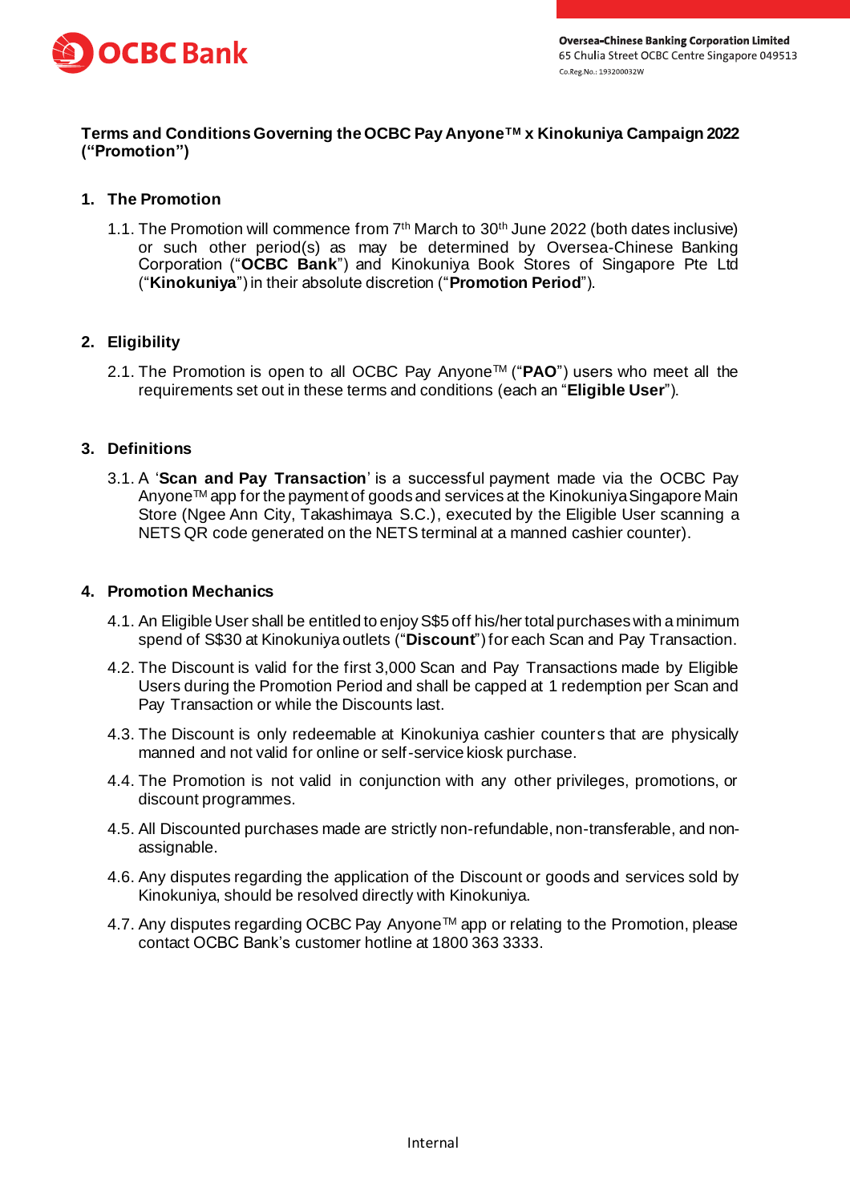Oversea-Chinese Banking Corporation Limited
65 Chulia Street OCBC Centre Singapore 049513
Co.Reg.No.: 193200032W

# Terms and Conditions Governing the OCBC Pay Anyone™ x Kinokuniya Campaign 2022 ("Promotion")

## 1. The Promotion

1.1. The Promotion will commence from 7th March to 30th June 2022 (both dates inclusive) or such other period(s) as may be determined by Oversea-Chinese Banking Corporation ("**OCBC Bank**") and Kinokuniya Book Stores of Singapore Pte Ltd ("**Kinokuniya**") in their absolute discretion ("**Promotion Period**").

## 2. Eligibility

2.1. The Promotion is open to all OCBC Pay Anyone™ ("**PAO**") users who meet all the requirements set out in these terms and conditions (each an "**Eligible User**").

## 3. Definitions

3.1. A '**Scan and Pay Transaction**' is a successful payment made via the OCBC Pay Anyone™ app for the payment of goods and services at the Kinokuniya Singapore Main Store (Ngee Ann City, Takashimaya S.C.), executed by the Eligible User scanning a NETS QR code generated on the NETS terminal at a manned cashier counter).

## 4. Promotion Mechanics

4.1. An Eligible User shall be entitled to enjoy S$5 off his/her total purchases with a minimum spend of S$30 at Kinokuniya outlets ("**Discount**") for each Scan and Pay Transaction.

4.2. The Discount is valid for the first 3,000 Scan and Pay Transactions made by Eligible Users during the Promotion Period and shall be capped at 1 redemption per Scan and Pay Transaction or while the Discounts last.

4.3. The Discount is only redeemable at Kinokuniya cashier counters that are physically manned and not valid for online or self-service kiosk purchase.

4.4. The Promotion is not valid in conjunction with any other privileges, promotions, or discount programmes.

4.5. All Discounted purchases made are strictly non-refundable, non-transferable, and non-assignable.

4.6. Any disputes regarding the application of the Discount or goods and services sold by Kinokuniya, should be resolved directly with Kinokuniya.

4.7. Any disputes regarding OCBC Pay Anyone™ app or relating to the Promotion, please contact OCBC Bank's customer hotline at 1800 363 3333.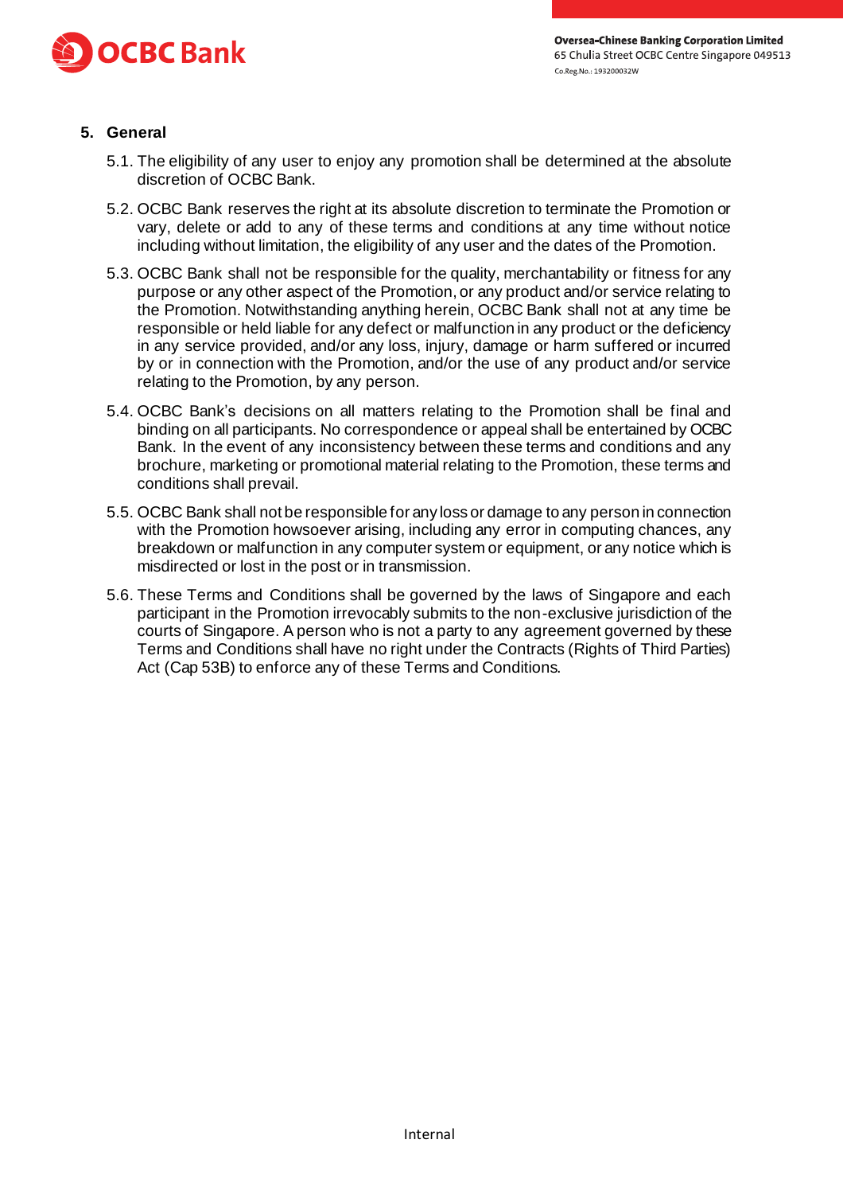## 5. General

5.1. The eligibility of any user to enjoy any promotion shall be determined at the absolute discretion of OCBC Bank.

5.2. OCBC Bank reserves the right at its absolute discretion to terminate the Promotion or vary, delete or add to any of these terms and conditions at any time without notice including without limitation, the eligibility of any user and the dates of the Promotion.

5.3. OCBC Bank shall not be responsible for the quality, merchantability or fitness for any purpose or any other aspect of the Promotion, or any product and/or service relating to the Promotion. Notwithstanding anything herein, OCBC Bank shall not at any time be responsible or held liable for any defect or malfunction in any product or the deficiency in any service provided, and/or any loss, injury, damage or harm suffered or incurred by or in connection with the Promotion, and/or the use of any product and/or service relating to the Promotion, by any person.

5.4. OCBC Bank's decisions on all matters relating to the Promotion shall be final and binding on all participants. No correspondence or appeal shall be entertained by OCBC Bank. In the event of any inconsistency between these terms and conditions and any brochure, marketing or promotional material relating to the Promotion, these terms and conditions shall prevail.

5.5. OCBC Bank shall not be responsible for any loss or damage to any person in connection with the Promotion howsoever arising, including any error in computing chances, any breakdown or malfunction in any computer system or equipment, or any notice which is misdirected or lost in the post or in transmission.

5.6. These Terms and Conditions shall be governed by the laws of Singapore and each participant in the Promotion irrevocably submits to the non-exclusive jurisdiction of the courts of Singapore. A person who is not a party to any agreement governed by these Terms and Conditions shall have no right under the Contracts (Rights of Third Parties) Act (Cap 53B) to enforce any of these Terms and Conditions.